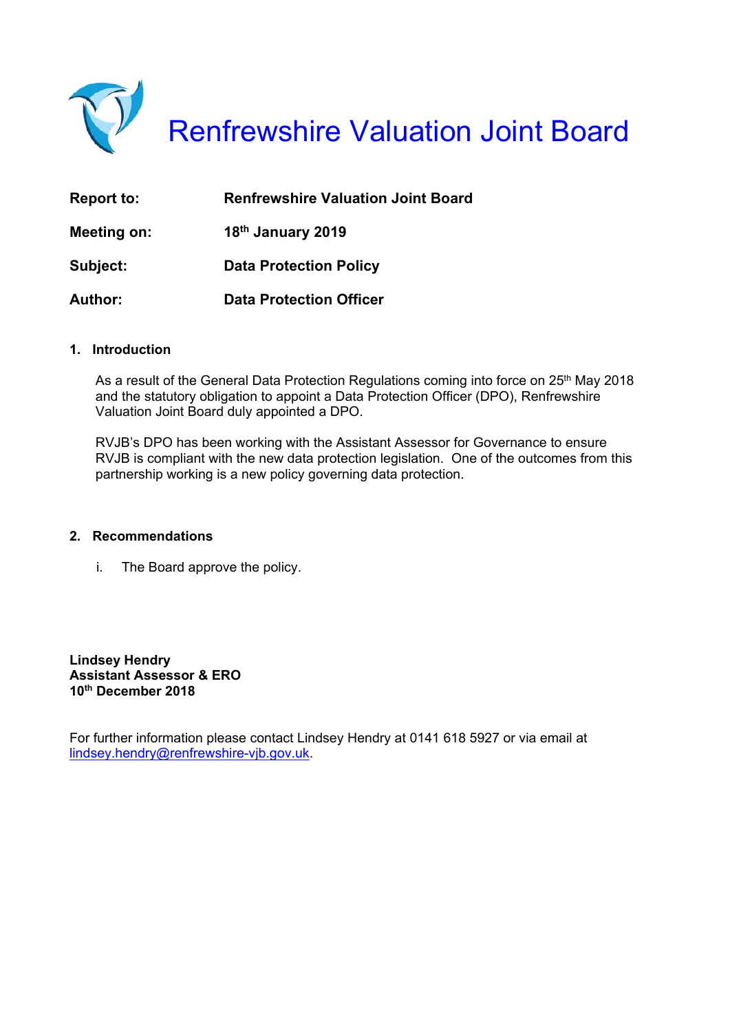# Renfrewshire Valuation Joint Board

| | |
|---|---|
| **Report to:** | **Renfrewshire Valuation Joint Board** |
| **Meeting on:** | **18th January 2019** |
| **Subject:** | **Data Protection Policy** |
| **Author:** | **Data Protection Officer** |

## 1. Introduction

As a result of the General Data Protection Regulations coming into force on 25th May 2018 and the statutory obligation to appoint a Data Protection Officer (DPO), Renfrewshire Valuation Joint Board duly appointed a DPO.

RVJB's DPO has been working with the Assistant Assessor for Governance to ensure RVJB is compliant with the new data protection legislation. One of the outcomes from this partnership working is a new policy governing data protection.

## 2. Recommendations

i. The Board approve the policy.

**Lindsey Hendry**
**Assistant Assessor & ERO**
**10th December 2018**

For further information please contact Lindsey Hendry at 0141 618 5927 or via email at lindsey.hendry@renfrewshire-vjb.gov.uk.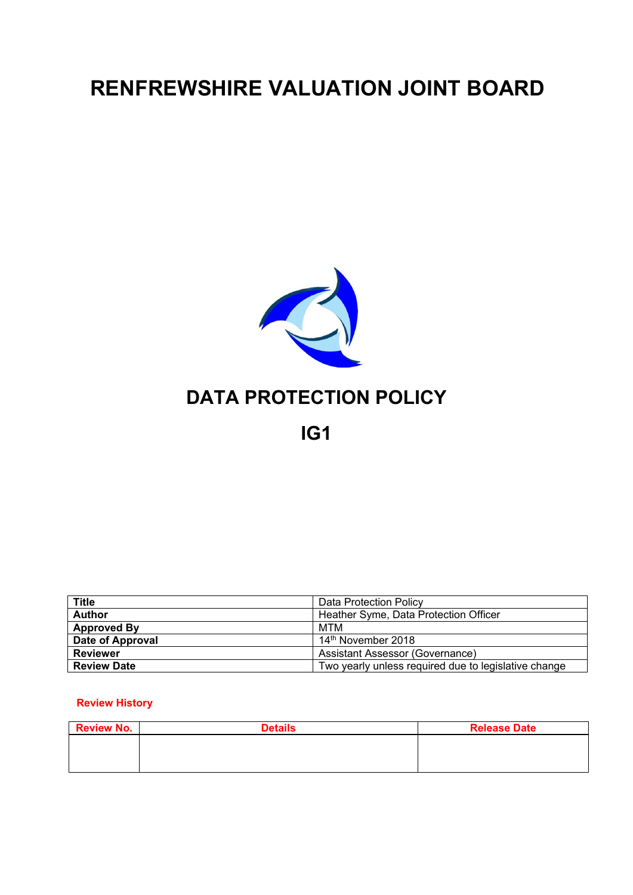# RENFREWSHIRE VALUATION JOINT BOARD

## DATA PROTECTION POLICY

## IG1

| **Title** | Data Protection Policy |
|---|---|
| **Author** | Heather Syme, Data Protection Officer |
| **Approved By** | MTM |
| **Date of Approval** | 14th November 2018 |
| **Reviewer** | Assistant Assessor (Governance) |
| **Review Date** | Two yearly unless required due to legislative change |

**Review History**

| Review No. | Details | Release Date |
|---|---|---|
| | | |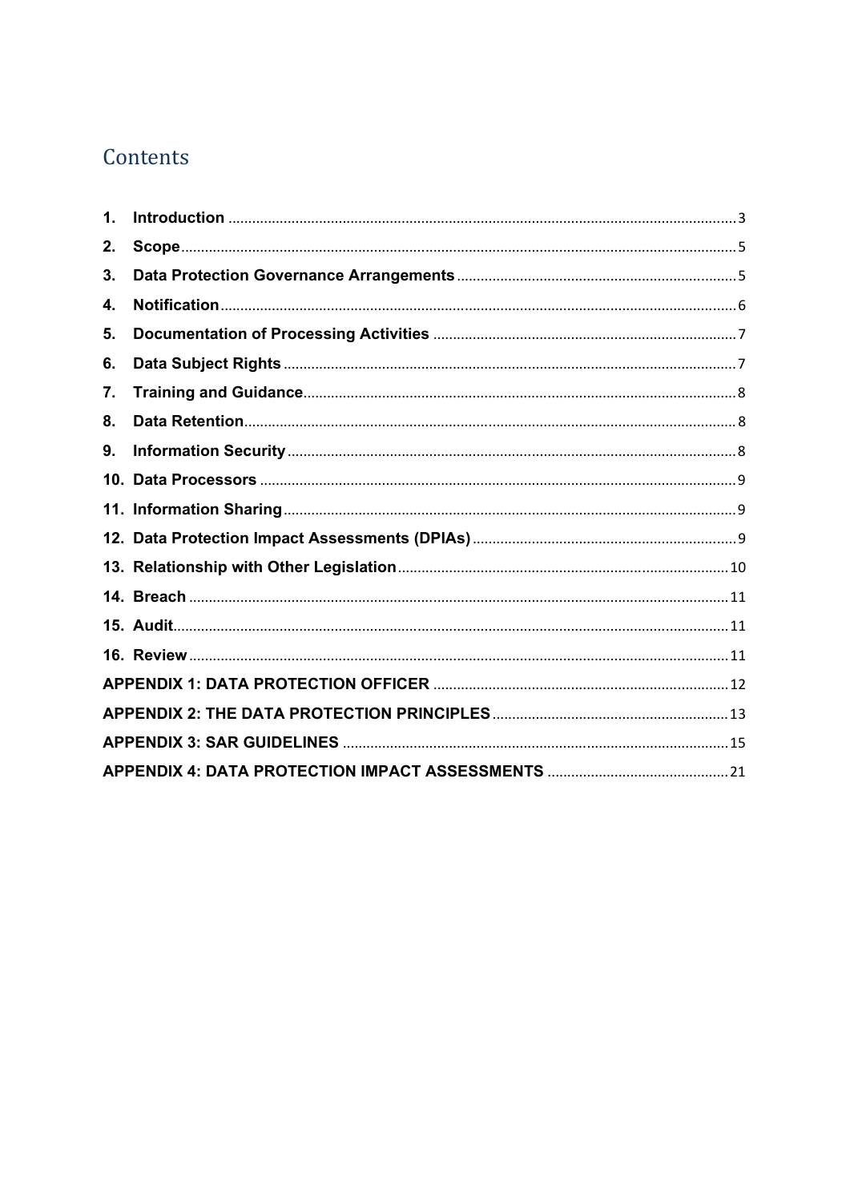# Contents

1. **Introduction** ... 3
2. **Scope** ... 5
3. **Data Protection Governance Arrangements** ... 5
4. **Notification** ... 6
5. **Documentation of Processing Activities** ... 7
6. **Data Subject Rights** ... 7
7. **Training and Guidance** ... 8
8. **Data Retention** ... 8
9. **Information Security** ... 8
10. **Data Processors** ... 9
11. **Information Sharing** ... 9
12. **Data Protection Impact Assessments (DPIAs)** ... 9
13. **Relationship with Other Legislation** ... 10
14. **Breach** ... 11
15. **Audit** ... 11
16. **Review** ... 11

**APPENDIX 1: DATA PROTECTION OFFICER** ... 12

**APPENDIX 2: THE DATA PROTECTION PRINCIPLES** ... 13

**APPENDIX 3: SAR GUIDELINES** ... 15

**APPENDIX 4: DATA PROTECTION IMPACT ASSESSMENTS** ... 21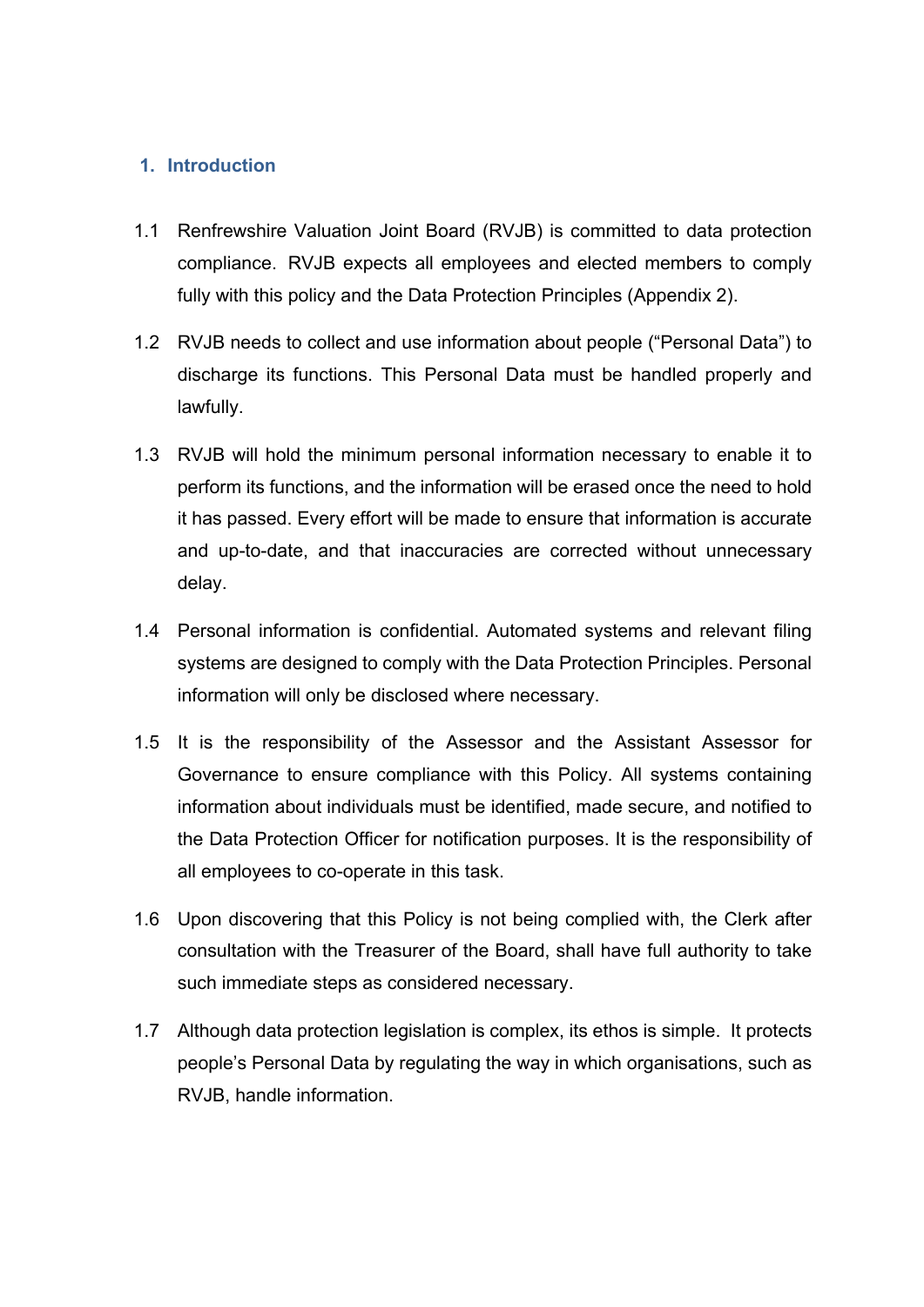## 1. Introduction

1.1 Renfrewshire Valuation Joint Board (RVJB) is committed to data protection compliance. RVJB expects all employees and elected members to comply fully with this policy and the Data Protection Principles (Appendix 2).

1.2 RVJB needs to collect and use information about people ("Personal Data") to discharge its functions. This Personal Data must be handled properly and lawfully.

1.3 RVJB will hold the minimum personal information necessary to enable it to perform its functions, and the information will be erased once the need to hold it has passed. Every effort will be made to ensure that information is accurate and up-to-date, and that inaccuracies are corrected without unnecessary delay.

1.4 Personal information is confidential. Automated systems and relevant filing systems are designed to comply with the Data Protection Principles. Personal information will only be disclosed where necessary.

1.5 It is the responsibility of the Assessor and the Assistant Assessor for Governance to ensure compliance with this Policy. All systems containing information about individuals must be identified, made secure, and notified to the Data Protection Officer for notification purposes. It is the responsibility of all employees to co-operate in this task.

1.6 Upon discovering that this Policy is not being complied with, the Clerk after consultation with the Treasurer of the Board, shall have full authority to take such immediate steps as considered necessary.

1.7 Although data protection legislation is complex, its ethos is simple. It protects people's Personal Data by regulating the way in which organisations, such as RVJB, handle information.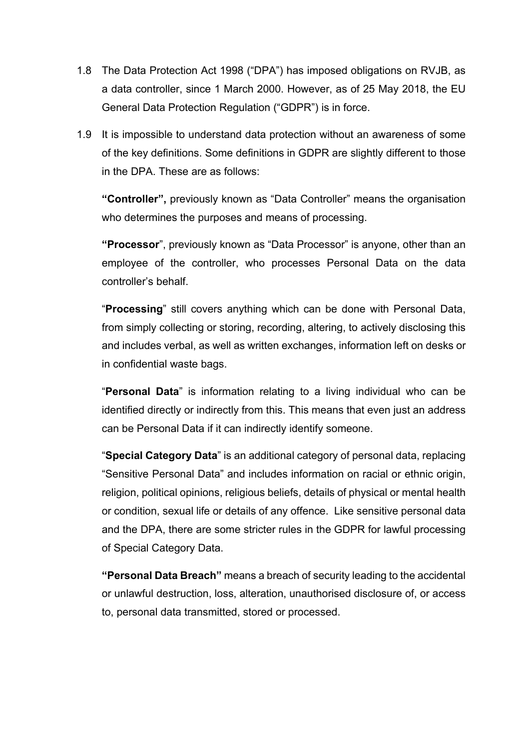1.8 The Data Protection Act 1998 ("DPA") has imposed obligations on RVJB, as a data controller, since 1 March 2000. However, as of 25 May 2018, the EU General Data Protection Regulation ("GDPR") is in force.

1.9 It is impossible to understand data protection without an awareness of some of the key definitions. Some definitions in GDPR are slightly different to those in the DPA. These are as follows:

**"Controller",** previously known as "Data Controller" means the organisation who determines the purposes and means of processing.

**"Processor"**, previously known as "Data Processor" is anyone, other than an employee of the controller, who processes Personal Data on the data controller's behalf.

"**Processing**" still covers anything which can be done with Personal Data, from simply collecting or storing, recording, altering, to actively disclosing this and includes verbal, as well as written exchanges, information left on desks or in confidential waste bags.

"**Personal Data**" is information relating to a living individual who can be identified directly or indirectly from this. This means that even just an address can be Personal Data if it can indirectly identify someone.

"**Special Category Data**" is an additional category of personal data, replacing "Sensitive Personal Data" and includes information on racial or ethnic origin, religion, political opinions, religious beliefs, details of physical or mental health or condition, sexual life or details of any offence. Like sensitive personal data and the DPA, there are some stricter rules in the GDPR for lawful processing of Special Category Data.

**"Personal Data Breach"** means a breach of security leading to the accidental or unlawful destruction, loss, alteration, unauthorised disclosure of, or access to, personal data transmitted, stored or processed.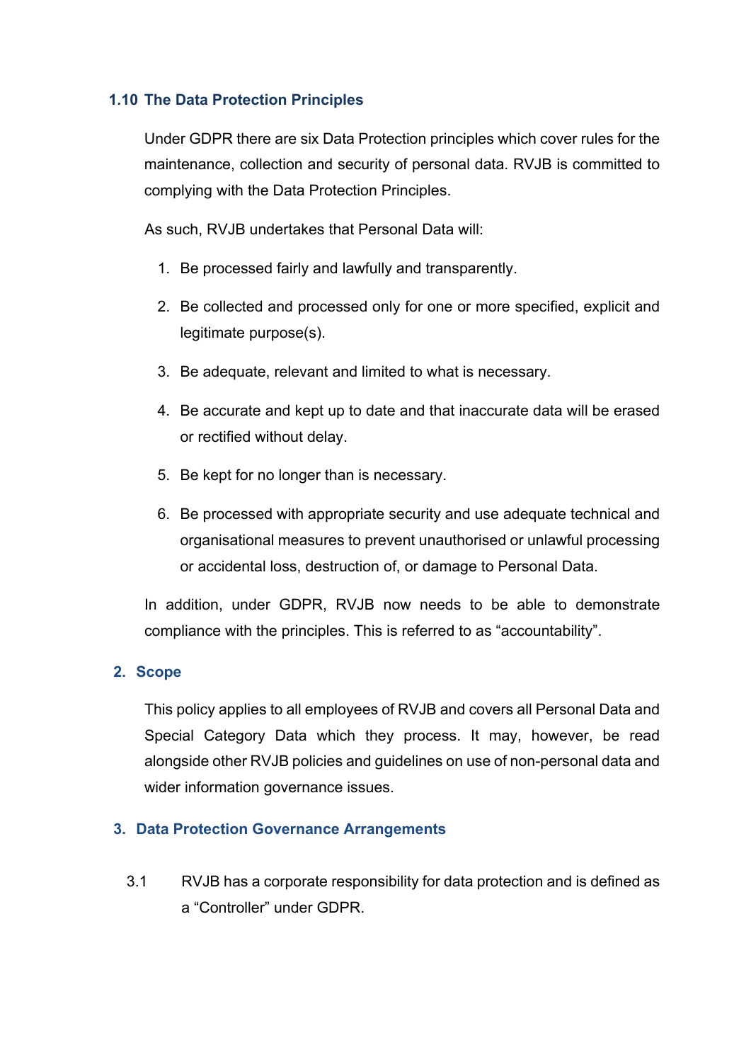### 1.10 The Data Protection Principles

Under GDPR there are six Data Protection principles which cover rules for the maintenance, collection and security of personal data. RVJB is committed to complying with the Data Protection Principles.

As such, RVJB undertakes that Personal Data will:

1. Be processed fairly and lawfully and transparently.
2. Be collected and processed only for one or more specified, explicit and legitimate purpose(s).
3. Be adequate, relevant and limited to what is necessary.
4. Be accurate and kept up to date and that inaccurate data will be erased or rectified without delay.
5. Be kept for no longer than is necessary.
6. Be processed with appropriate security and use adequate technical and organisational measures to prevent unauthorised or unlawful processing or accidental loss, destruction of, or damage to Personal Data.

In addition, under GDPR, RVJB now needs to be able to demonstrate compliance with the principles. This is referred to as "accountability".

## 2. Scope

This policy applies to all employees of RVJB and covers all Personal Data and Special Category Data which they process. It may, however, be read alongside other RVJB policies and guidelines on use of non-personal data and wider information governance issues.

## 3. Data Protection Governance Arrangements

3.1 RVJB has a corporate responsibility for data protection and is defined as a "Controller" under GDPR.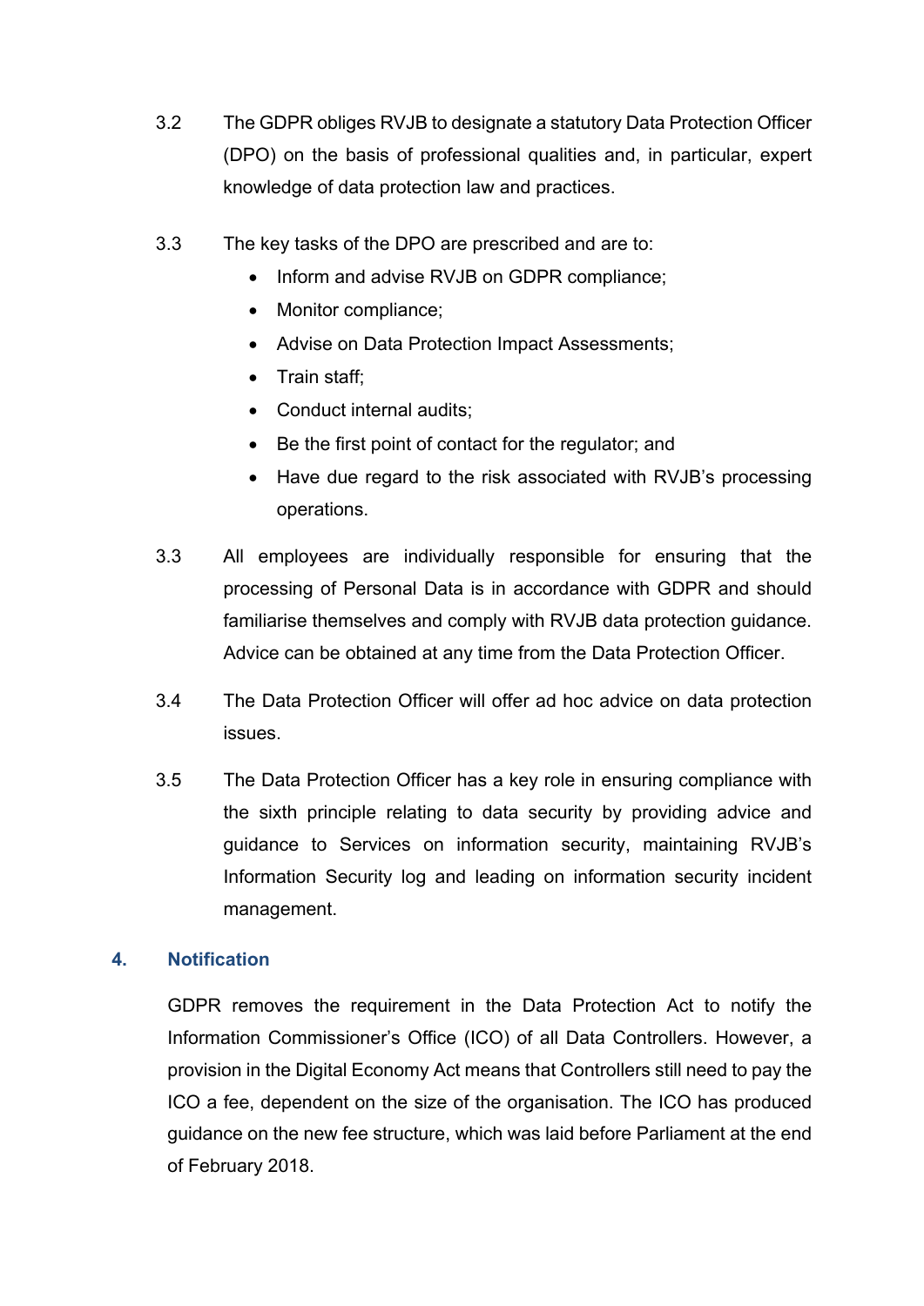3.2 The GDPR obliges RVJB to designate a statutory Data Protection Officer (DPO) on the basis of professional qualities and, in particular, expert knowledge of data protection law and practices.

3.3 The key tasks of the DPO are prescribed and are to:

- Inform and advise RVJB on GDPR compliance;
- Monitor compliance;
- Advise on Data Protection Impact Assessments;
- Train staff;
- Conduct internal audits;
- Be the first point of contact for the regulator; and
- Have due regard to the risk associated with RVJB's processing operations.

3.3 All employees are individually responsible for ensuring that the processing of Personal Data is in accordance with GDPR and should familiarise themselves and comply with RVJB data protection guidance. Advice can be obtained at any time from the Data Protection Officer.

3.4 The Data Protection Officer will offer ad hoc advice on data protection issues.

3.5 The Data Protection Officer has a key role in ensuring compliance with the sixth principle relating to data security by providing advice and guidance to Services on information security, maintaining RVJB's Information Security log and leading on information security incident management.

## 4. Notification

GDPR removes the requirement in the Data Protection Act to notify the Information Commissioner's Office (ICO) of all Data Controllers. However, a provision in the Digital Economy Act means that Controllers still need to pay the ICO a fee, dependent on the size of the organisation. The ICO has produced guidance on the new fee structure, which was laid before Parliament at the end of February 2018.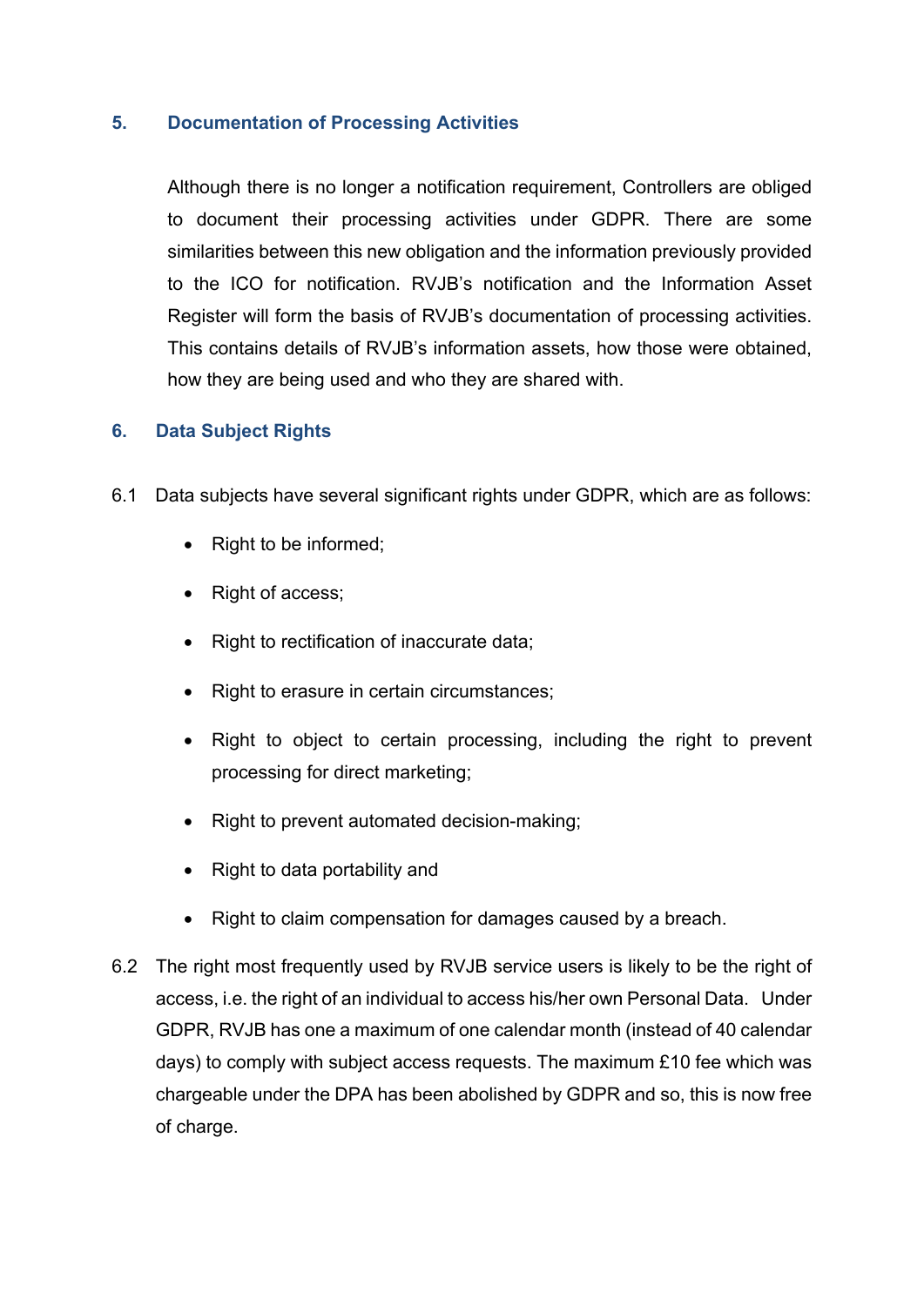## 5. Documentation of Processing Activities

Although there is no longer a notification requirement, Controllers are obliged to document their processing activities under GDPR. There are some similarities between this new obligation and the information previously provided to the ICO for notification. RVJB's notification and the Information Asset Register will form the basis of RVJB's documentation of processing activities. This contains details of RVJB's information assets, how those were obtained, how they are being used and who they are shared with.

## 6. Data Subject Rights

6.1 Data subjects have several significant rights under GDPR, which are as follows:

- Right to be informed;
- Right of access;
- Right to rectification of inaccurate data;
- Right to erasure in certain circumstances;
- Right to object to certain processing, including the right to prevent processing for direct marketing;
- Right to prevent automated decision-making;
- Right to data portability and
- Right to claim compensation for damages caused by a breach.

6.2 The right most frequently used by RVJB service users is likely to be the right of access, i.e. the right of an individual to access his/her own Personal Data. Under GDPR, RVJB has one a maximum of one calendar month (instead of 40 calendar days) to comply with subject access requests. The maximum £10 fee which was chargeable under the DPA has been abolished by GDPR and so, this is now free of charge.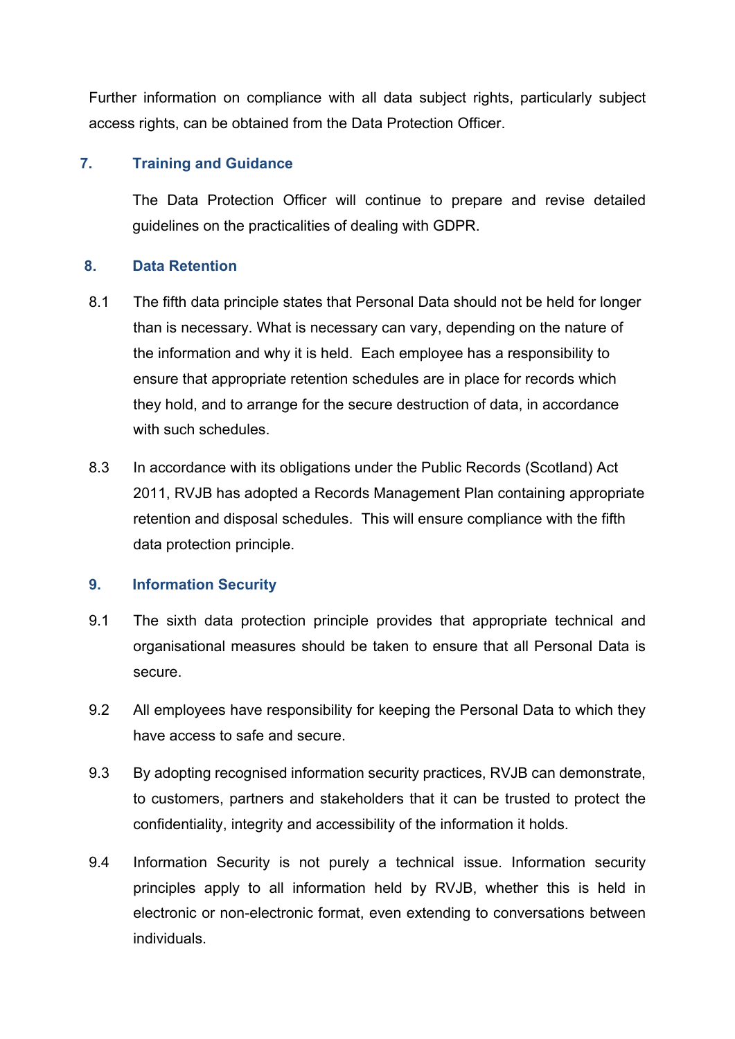Further information on compliance with all data subject rights, particularly subject access rights, can be obtained from the Data Protection Officer.

## 7. Training and Guidance

The Data Protection Officer will continue to prepare and revise detailed guidelines on the practicalities of dealing with GDPR.

## 8. Data Retention

8.1 The fifth data principle states that Personal Data should not be held for longer than is necessary. What is necessary can vary, depending on the nature of the information and why it is held. Each employee has a responsibility to ensure that appropriate retention schedules are in place for records which they hold, and to arrange for the secure destruction of data, in accordance with such schedules.

8.3 In accordance with its obligations under the Public Records (Scotland) Act 2011, RVJB has adopted a Records Management Plan containing appropriate retention and disposal schedules. This will ensure compliance with the fifth data protection principle.

## 9. Information Security

9.1 The sixth data protection principle provides that appropriate technical and organisational measures should be taken to ensure that all Personal Data is secure.

9.2 All employees have responsibility for keeping the Personal Data to which they have access to safe and secure.

9.3 By adopting recognised information security practices, RVJB can demonstrate, to customers, partners and stakeholders that it can be trusted to protect the confidentiality, integrity and accessibility of the information it holds.

9.4 Information Security is not purely a technical issue. Information security principles apply to all information held by RVJB, whether this is held in electronic or non-electronic format, even extending to conversations between individuals.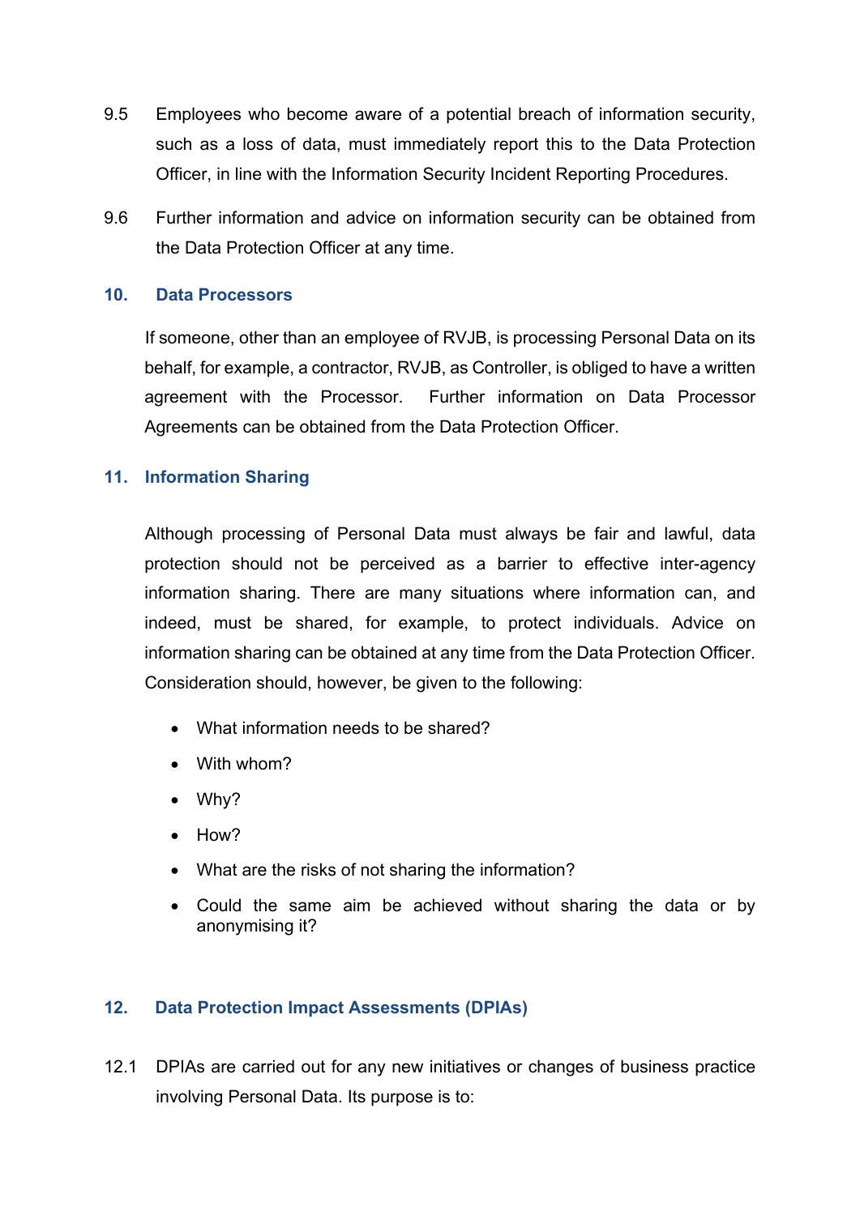9.5 Employees who become aware of a potential breach of information security, such as a loss of data, must immediately report this to the Data Protection Officer, in line with the Information Security Incident Reporting Procedures.

9.6 Further information and advice on information security can be obtained from the Data Protection Officer at any time.

## 10. Data Processors

If someone, other than an employee of RVJB, is processing Personal Data on its behalf, for example, a contractor, RVJB, as Controller, is obliged to have a written agreement with the Processor. Further information on Data Processor Agreements can be obtained from the Data Protection Officer.

## 11. Information Sharing

Although processing of Personal Data must always be fair and lawful, data protection should not be perceived as a barrier to effective inter-agency information sharing. There are many situations where information can, and indeed, must be shared, for example, to protect individuals. Advice on information sharing can be obtained at any time from the Data Protection Officer. Consideration should, however, be given to the following:

- What information needs to be shared?
- With whom?
- Why?
- How?
- What are the risks of not sharing the information?
- Could the same aim be achieved without sharing the data or by anonymising it?

## 12. Data Protection Impact Assessments (DPIAs)

12.1 DPIAs are carried out for any new initiatives or changes of business practice involving Personal Data. Its purpose is to: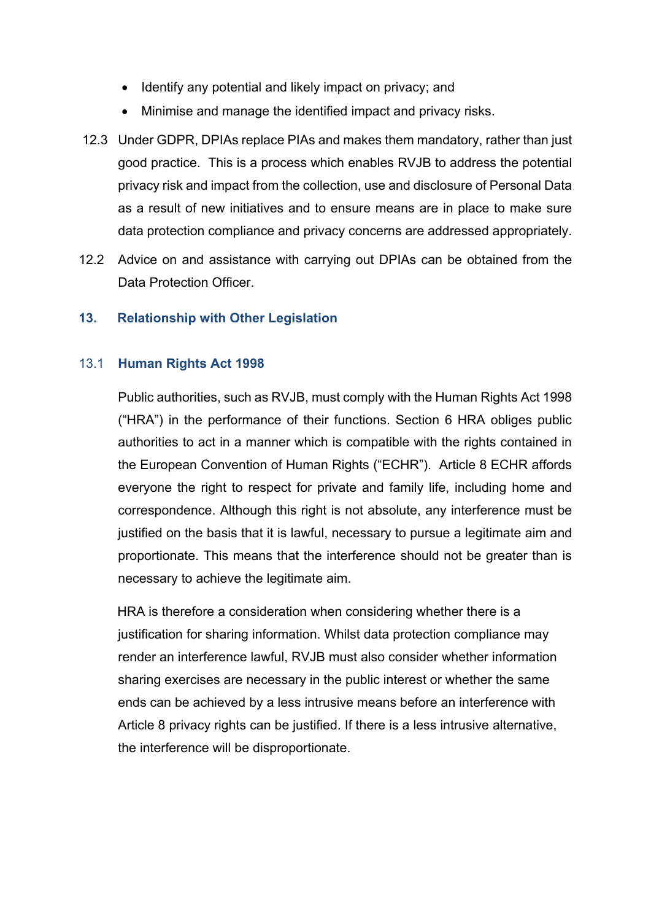- Identify any potential and likely impact on privacy; and
- Minimise and manage the identified impact and privacy risks.

12.3 Under GDPR, DPIAs replace PIAs and makes them mandatory, rather than just good practice. This is a process which enables RVJB to address the potential privacy risk and impact from the collection, use and disclosure of Personal Data as a result of new initiatives and to ensure means are in place to make sure data protection compliance and privacy concerns are addressed appropriately.

12.2 Advice on and assistance with carrying out DPIAs can be obtained from the Data Protection Officer.

## 13. Relationship with Other Legislation

### 13.1 Human Rights Act 1998

Public authorities, such as RVJB, must comply with the Human Rights Act 1998 ("HRA") in the performance of their functions. Section 6 HRA obliges public authorities to act in a manner which is compatible with the rights contained in the European Convention of Human Rights ("ECHR"). Article 8 ECHR affords everyone the right to respect for private and family life, including home and correspondence. Although this right is not absolute, any interference must be justified on the basis that it is lawful, necessary to pursue a legitimate aim and proportionate. This means that the interference should not be greater than is necessary to achieve the legitimate aim.

HRA is therefore a consideration when considering whether there is a justification for sharing information. Whilst data protection compliance may render an interference lawful, RVJB must also consider whether information sharing exercises are necessary in the public interest or whether the same ends can be achieved by a less intrusive means before an interference with Article 8 privacy rights can be justified. If there is a less intrusive alternative, the interference will be disproportionate.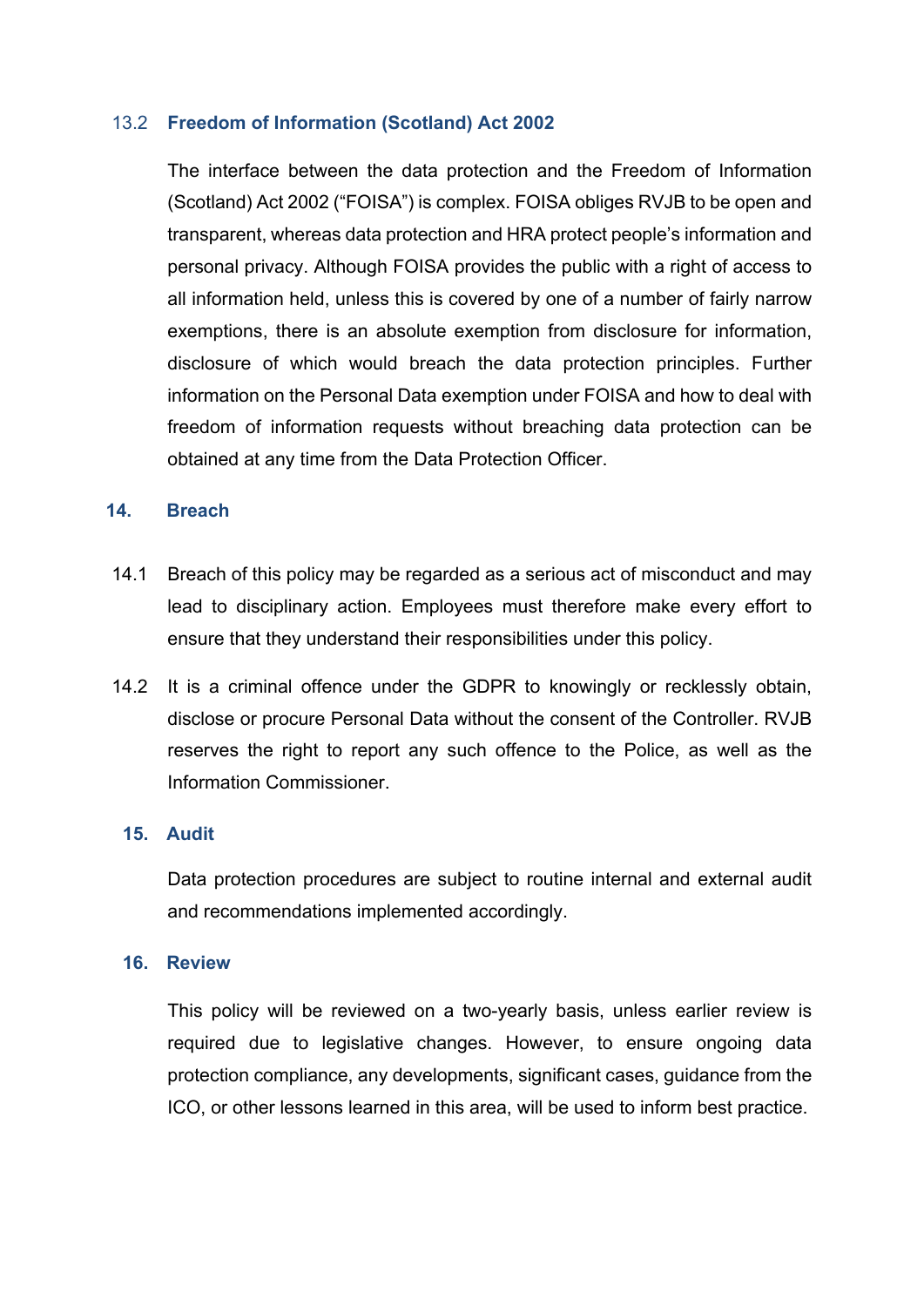### 13.2 Freedom of Information (Scotland) Act 2002

The interface between the data protection and the Freedom of Information (Scotland) Act 2002 ("FOISA") is complex. FOISA obliges RVJB to be open and transparent, whereas data protection and HRA protect people's information and personal privacy. Although FOISA provides the public with a right of access to all information held, unless this is covered by one of a number of fairly narrow exemptions, there is an absolute exemption from disclosure for information, disclosure of which would breach the data protection principles. Further information on the Personal Data exemption under FOISA and how to deal with freedom of information requests without breaching data protection can be obtained at any time from the Data Protection Officer.

## 14. Breach

14.1 Breach of this policy may be regarded as a serious act of misconduct and may lead to disciplinary action. Employees must therefore make every effort to ensure that they understand their responsibilities under this policy.

14.2 It is a criminal offence under the GDPR to knowingly or recklessly obtain, disclose or procure Personal Data without the consent of the Controller. RVJB reserves the right to report any such offence to the Police, as well as the Information Commissioner.

## 15. Audit

Data protection procedures are subject to routine internal and external audit and recommendations implemented accordingly.

## 16. Review

This policy will be reviewed on a two-yearly basis, unless earlier review is required due to legislative changes. However, to ensure ongoing data protection compliance, any developments, significant cases, guidance from the ICO, or other lessons learned in this area, will be used to inform best practice.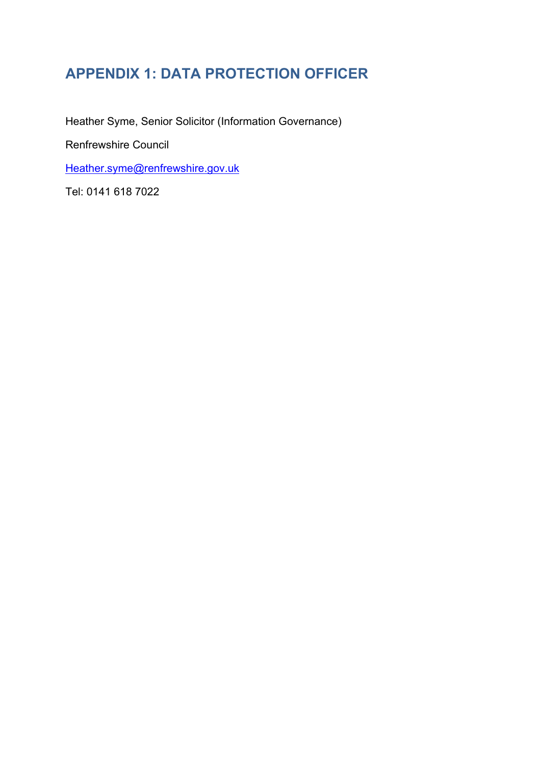## APPENDIX 1: DATA PROTECTION OFFICER

Heather Syme, Senior Solicitor (Information Governance)

Renfrewshire Council

Heather.syme@renfrewshire.gov.uk

Tel: 0141 618 7022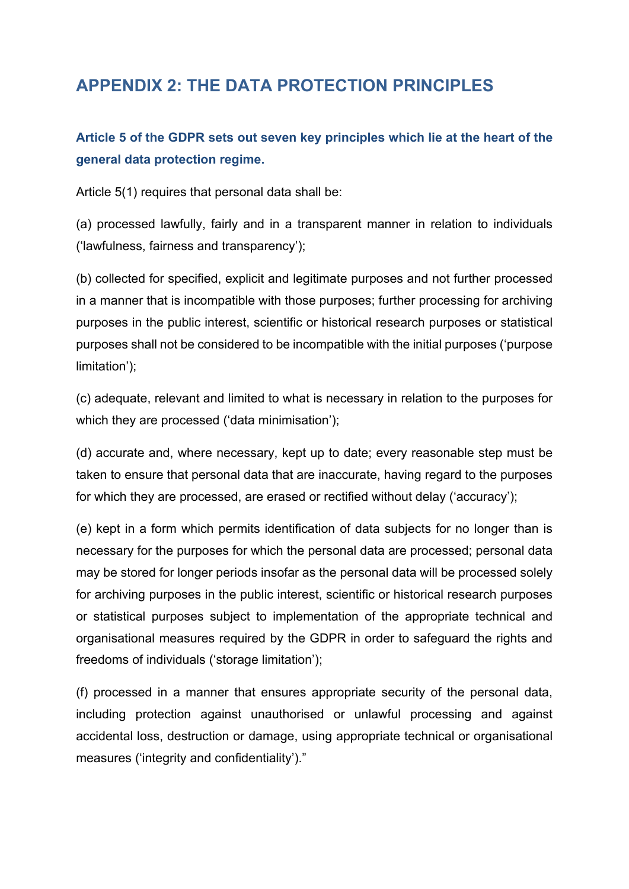## APPENDIX 2: THE DATA PROTECTION PRINCIPLES

**Article 5 of the GDPR sets out seven key principles which lie at the heart of the general data protection regime.**

Article 5(1) requires that personal data shall be:

(a) processed lawfully, fairly and in a transparent manner in relation to individuals ('lawfulness, fairness and transparency');

(b) collected for specified, explicit and legitimate purposes and not further processed in a manner that is incompatible with those purposes; further processing for archiving purposes in the public interest, scientific or historical research purposes or statistical purposes shall not be considered to be incompatible with the initial purposes ('purpose limitation');

(c) adequate, relevant and limited to what is necessary in relation to the purposes for which they are processed ('data minimisation');

(d) accurate and, where necessary, kept up to date; every reasonable step must be taken to ensure that personal data that are inaccurate, having regard to the purposes for which they are processed, are erased or rectified without delay ('accuracy');

(e) kept in a form which permits identification of data subjects for no longer than is necessary for the purposes for which the personal data are processed; personal data may be stored for longer periods insofar as the personal data will be processed solely for archiving purposes in the public interest, scientific or historical research purposes or statistical purposes subject to implementation of the appropriate technical and organisational measures required by the GDPR in order to safeguard the rights and freedoms of individuals ('storage limitation');

(f) processed in a manner that ensures appropriate security of the personal data, including protection against unauthorised or unlawful processing and against accidental loss, destruction or damage, using appropriate technical or organisational measures ('integrity and confidentiality')."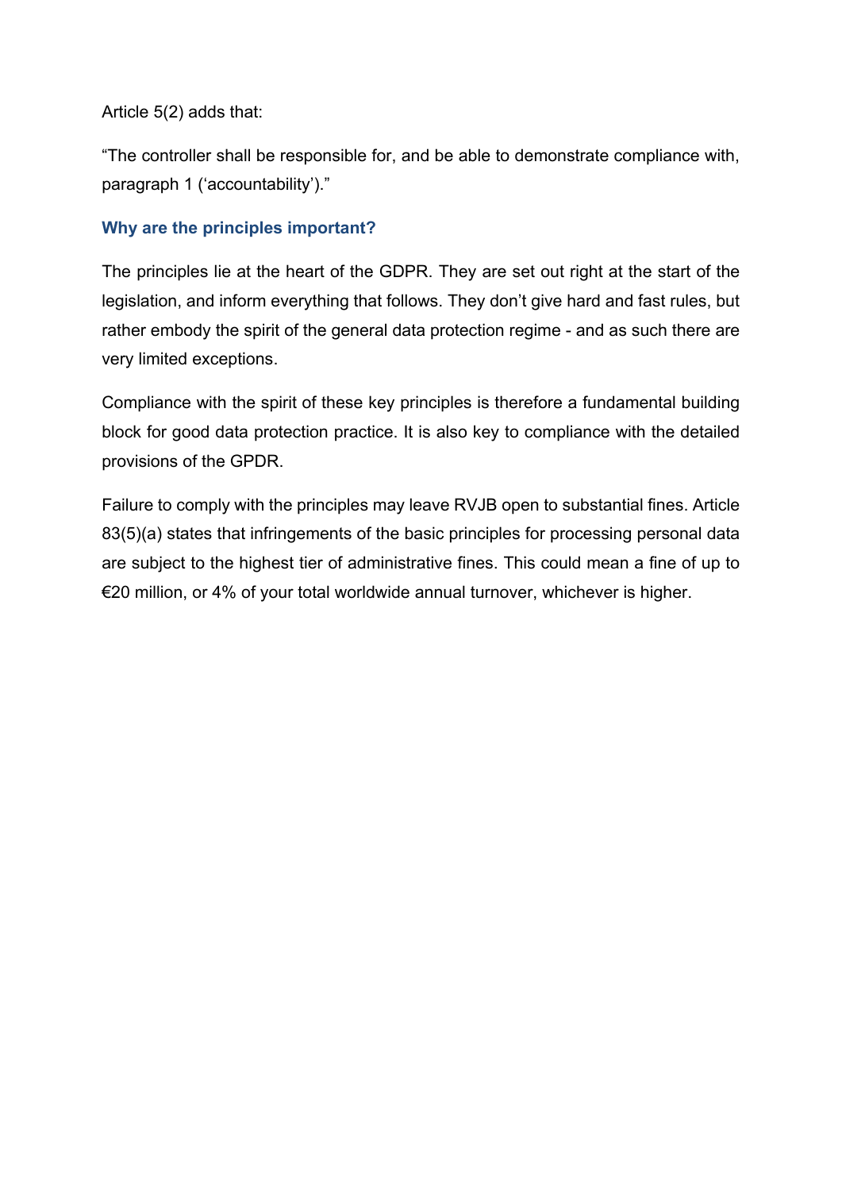Article 5(2) adds that:

"The controller shall be responsible for, and be able to demonstrate compliance with, paragraph 1 ('accountability')."

### Why are the principles important?

The principles lie at the heart of the GDPR. They are set out right at the start of the legislation, and inform everything that follows. They don't give hard and fast rules, but rather embody the spirit of the general data protection regime - and as such there are very limited exceptions.

Compliance with the spirit of these key principles is therefore a fundamental building block for good data protection practice. It is also key to compliance with the detailed provisions of the GPDR.

Failure to comply with the principles may leave RVJB open to substantial fines. Article 83(5)(a) states that infringements of the basic principles for processing personal data are subject to the highest tier of administrative fines. This could mean a fine of up to €20 million, or 4% of your total worldwide annual turnover, whichever is higher.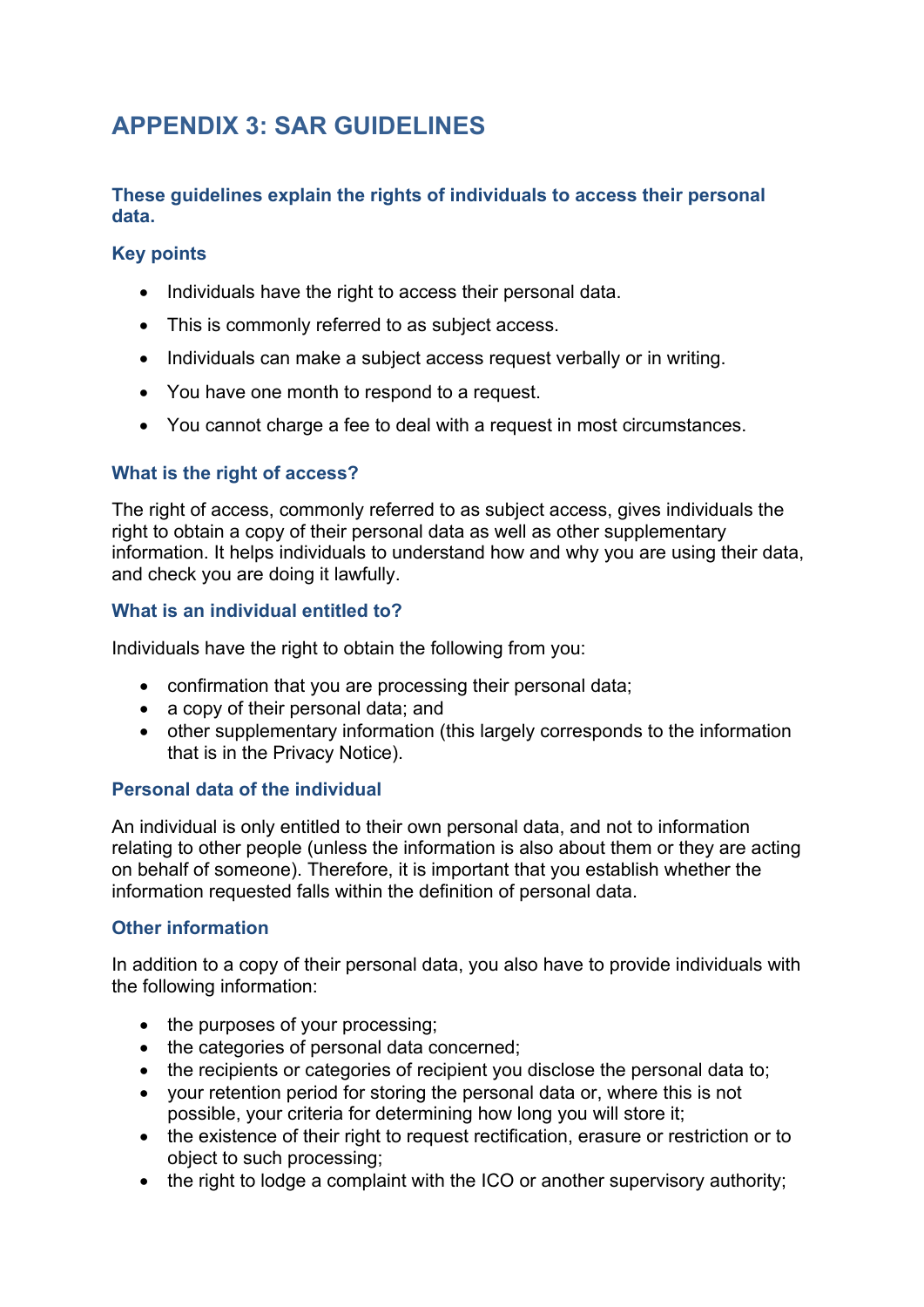# APPENDIX 3: SAR GUIDELINES

### These guidelines explain the rights of individuals to access their personal data.

### Key points

- Individuals have the right to access their personal data.
- This is commonly referred to as subject access.
- Individuals can make a subject access request verbally or in writing.
- You have one month to respond to a request.
- You cannot charge a fee to deal with a request in most circumstances.

### What is the right of access?

The right of access, commonly referred to as subject access, gives individuals the right to obtain a copy of their personal data as well as other supplementary information. It helps individuals to understand how and why you are using their data, and check you are doing it lawfully.

### What is an individual entitled to?

Individuals have the right to obtain the following from you:

- confirmation that you are processing their personal data;
- a copy of their personal data; and
- other supplementary information (this largely corresponds to the information that is in the Privacy Notice).

### Personal data of the individual

An individual is only entitled to their own personal data, and not to information relating to other people (unless the information is also about them or they are acting on behalf of someone). Therefore, it is important that you establish whether the information requested falls within the definition of personal data.

### Other information

In addition to a copy of their personal data, you also have to provide individuals with the following information:

- the purposes of your processing;
- the categories of personal data concerned;
- the recipients or categories of recipient you disclose the personal data to;
- your retention period for storing the personal data or, where this is not possible, your criteria for determining how long you will store it;
- the existence of their right to request rectification, erasure or restriction or to object to such processing;
- the right to lodge a complaint with the ICO or another supervisory authority;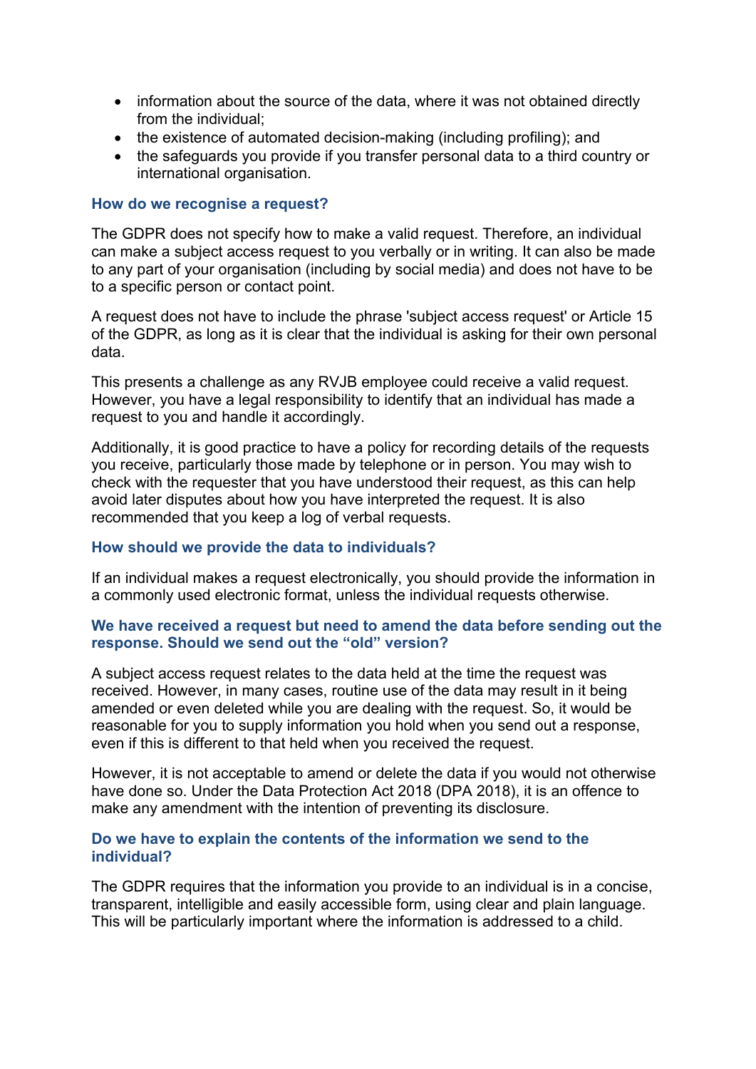- information about the source of the data, where it was not obtained directly from the individual;
- the existence of automated decision-making (including profiling); and
- the safeguards you provide if you transfer personal data to a third country or international organisation.

### How do we recognise a request?

The GDPR does not specify how to make a valid request. Therefore, an individual can make a subject access request to you verbally or in writing. It can also be made to any part of your organisation (including by social media) and does not have to be to a specific person or contact point.

A request does not have to include the phrase 'subject access request' or Article 15 of the GDPR, as long as it is clear that the individual is asking for their own personal data.

This presents a challenge as any RVJB employee could receive a valid request. However, you have a legal responsibility to identify that an individual has made a request to you and handle it accordingly.

Additionally, it is good practice to have a policy for recording details of the requests you receive, particularly those made by telephone or in person. You may wish to check with the requester that you have understood their request, as this can help avoid later disputes about how you have interpreted the request. It is also recommended that you keep a log of verbal requests.

### How should we provide the data to individuals?

If an individual makes a request electronically, you should provide the information in a commonly used electronic format, unless the individual requests otherwise.

### We have received a request but need to amend the data before sending out the response. Should we send out the “old” version?

A subject access request relates to the data held at the time the request was received. However, in many cases, routine use of the data may result in it being amended or even deleted while you are dealing with the request. So, it would be reasonable for you to supply information you hold when you send out a response, even if this is different to that held when you received the request.

However, it is not acceptable to amend or delete the data if you would not otherwise have done so. Under the Data Protection Act 2018 (DPA 2018), it is an offence to make any amendment with the intention of preventing its disclosure.

### Do we have to explain the contents of the information we send to the individual?

The GDPR requires that the information you provide to an individual is in a concise, transparent, intelligible and easily accessible form, using clear and plain language. This will be particularly important where the information is addressed to a child.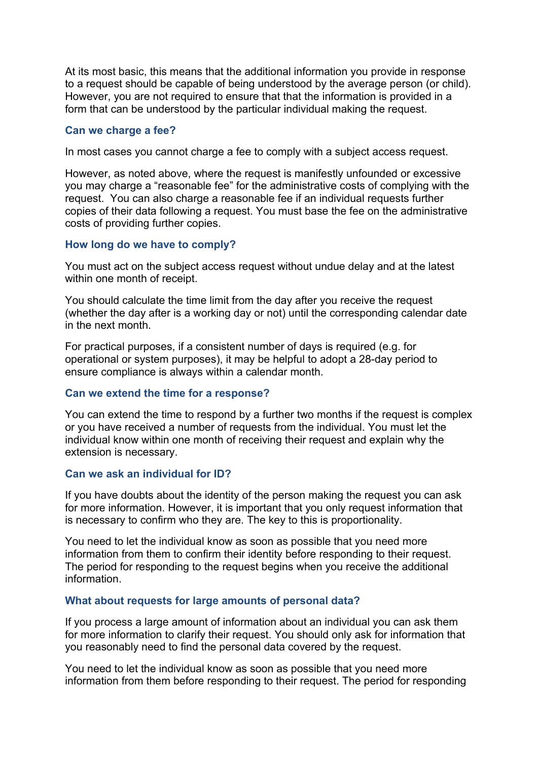At its most basic, this means that the additional information you provide in response to a request should be capable of being understood by the average person (or child). However, you are not required to ensure that that the information is provided in a form that can be understood by the particular individual making the request.

### Can we charge a fee?

In most cases you cannot charge a fee to comply with a subject access request.

However, as noted above, where the request is manifestly unfounded or excessive you may charge a "reasonable fee" for the administrative costs of complying with the request. You can also charge a reasonable fee if an individual requests further copies of their data following a request. You must base the fee on the administrative costs of providing further copies.

### How long do we have to comply?

You must act on the subject access request without undue delay and at the latest within one month of receipt.

You should calculate the time limit from the day after you receive the request (whether the day after is a working day or not) until the corresponding calendar date in the next month.

For practical purposes, if a consistent number of days is required (e.g. for operational or system purposes), it may be helpful to adopt a 28-day period to ensure compliance is always within a calendar month.

### Can we extend the time for a response?

You can extend the time to respond by a further two months if the request is complex or you have received a number of requests from the individual. You must let the individual know within one month of receiving their request and explain why the extension is necessary.

### Can we ask an individual for ID?

If you have doubts about the identity of the person making the request you can ask for more information. However, it is important that you only request information that is necessary to confirm who they are. The key to this is proportionality.

You need to let the individual know as soon as possible that you need more information from them to confirm their identity before responding to their request. The period for responding to the request begins when you receive the additional information.

### What about requests for large amounts of personal data?

If you process a large amount of information about an individual you can ask them for more information to clarify their request. You should only ask for information that you reasonably need to find the personal data covered by the request.

You need to let the individual know as soon as possible that you need more information from them before responding to their request. The period for responding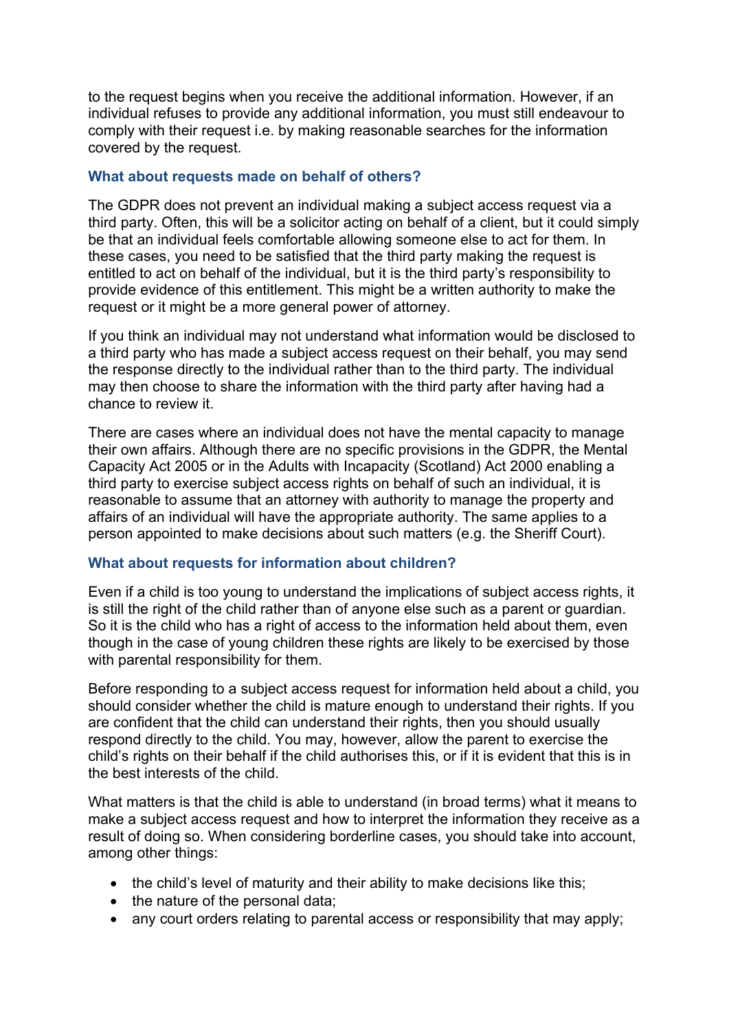to the request begins when you receive the additional information. However, if an individual refuses to provide any additional information, you must still endeavour to comply with their request i.e. by making reasonable searches for the information covered by the request.

### What about requests made on behalf of others?

The GDPR does not prevent an individual making a subject access request via a third party. Often, this will be a solicitor acting on behalf of a client, but it could simply be that an individual feels comfortable allowing someone else to act for them. In these cases, you need to be satisfied that the third party making the request is entitled to act on behalf of the individual, but it is the third party's responsibility to provide evidence of this entitlement. This might be a written authority to make the request or it might be a more general power of attorney.

If you think an individual may not understand what information would be disclosed to a third party who has made a subject access request on their behalf, you may send the response directly to the individual rather than to the third party. The individual may then choose to share the information with the third party after having had a chance to review it.

There are cases where an individual does not have the mental capacity to manage their own affairs. Although there are no specific provisions in the GDPR, the Mental Capacity Act 2005 or in the Adults with Incapacity (Scotland) Act 2000 enabling a third party to exercise subject access rights on behalf of such an individual, it is reasonable to assume that an attorney with authority to manage the property and affairs of an individual will have the appropriate authority. The same applies to a person appointed to make decisions about such matters (e.g. the Sheriff Court).

### What about requests for information about children?

Even if a child is too young to understand the implications of subject access rights, it is still the right of the child rather than of anyone else such as a parent or guardian. So it is the child who has a right of access to the information held about them, even though in the case of young children these rights are likely to be exercised by those with parental responsibility for them.

Before responding to a subject access request for information held about a child, you should consider whether the child is mature enough to understand their rights. If you are confident that the child can understand their rights, then you should usually respond directly to the child. You may, however, allow the parent to exercise the child's rights on their behalf if the child authorises this, or if it is evident that this is in the best interests of the child.

What matters is that the child is able to understand (in broad terms) what it means to make a subject access request and how to interpret the information they receive as a result of doing so. When considering borderline cases, you should take into account, among other things:

- the child's level of maturity and their ability to make decisions like this;
- the nature of the personal data;
- any court orders relating to parental access or responsibility that may apply;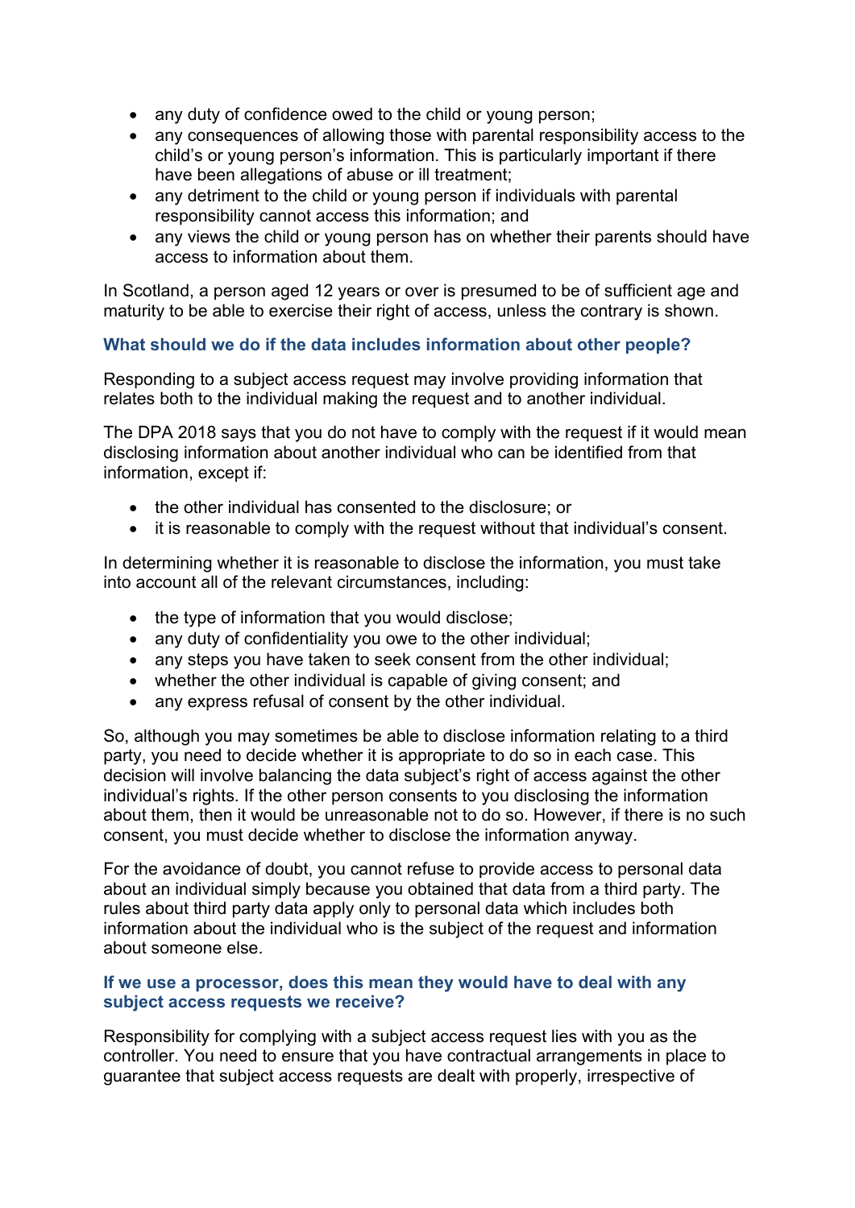- any duty of confidence owed to the child or young person;
- any consequences of allowing those with parental responsibility access to the child's or young person's information. This is particularly important if there have been allegations of abuse or ill treatment;
- any detriment to the child or young person if individuals with parental responsibility cannot access this information; and
- any views the child or young person has on whether their parents should have access to information about them.

In Scotland, a person aged 12 years or over is presumed to be of sufficient age and maturity to be able to exercise their right of access, unless the contrary is shown.

### What should we do if the data includes information about other people?

Responding to a subject access request may involve providing information that relates both to the individual making the request and to another individual.

The DPA 2018 says that you do not have to comply with the request if it would mean disclosing information about another individual who can be identified from that information, except if:

- the other individual has consented to the disclosure; or
- it is reasonable to comply with the request without that individual's consent.

In determining whether it is reasonable to disclose the information, you must take into account all of the relevant circumstances, including:

- the type of information that you would disclose;
- any duty of confidentiality you owe to the other individual;
- any steps you have taken to seek consent from the other individual;
- whether the other individual is capable of giving consent; and
- any express refusal of consent by the other individual.

So, although you may sometimes be able to disclose information relating to a third party, you need to decide whether it is appropriate to do so in each case. This decision will involve balancing the data subject's right of access against the other individual's rights. If the other person consents to you disclosing the information about them, then it would be unreasonable not to do so. However, if there is no such consent, you must decide whether to disclose the information anyway.

For the avoidance of doubt, you cannot refuse to provide access to personal data about an individual simply because you obtained that data from a third party. The rules about third party data apply only to personal data which includes both information about the individual who is the subject of the request and information about someone else.

### If we use a processor, does this mean they would have to deal with any subject access requests we receive?

Responsibility for complying with a subject access request lies with you as the controller. You need to ensure that you have contractual arrangements in place to guarantee that subject access requests are dealt with properly, irrespective of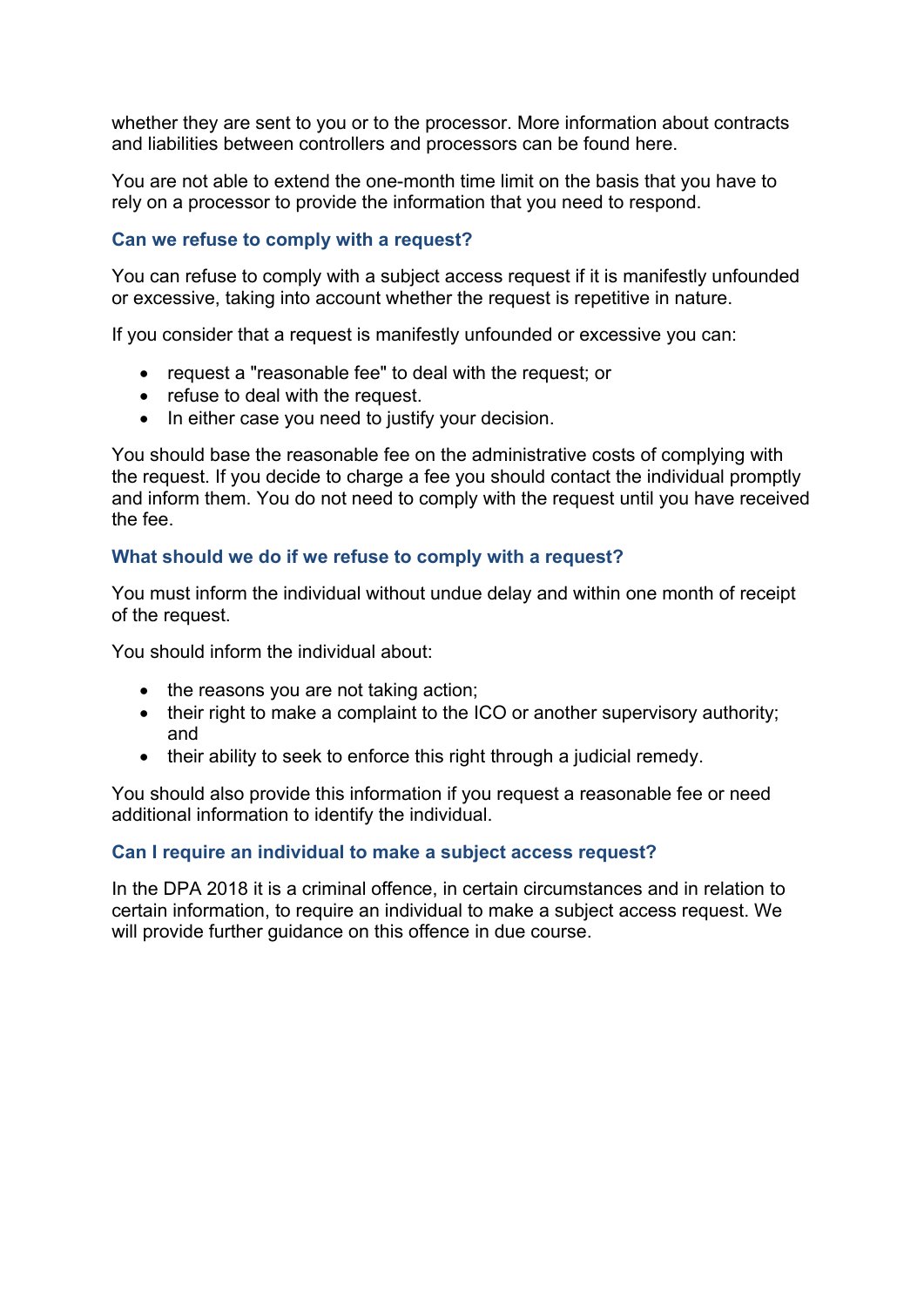whether they are sent to you or to the processor. More information about contracts and liabilities between controllers and processors can be found here.

You are not able to extend the one-month time limit on the basis that you have to rely on a processor to provide the information that you need to respond.

### Can we refuse to comply with a request?

You can refuse to comply with a subject access request if it is manifestly unfounded or excessive, taking into account whether the request is repetitive in nature.

If you consider that a request is manifestly unfounded or excessive you can:

- request a "reasonable fee" to deal with the request; or
- refuse to deal with the request.
- In either case you need to justify your decision.

You should base the reasonable fee on the administrative costs of complying with the request. If you decide to charge a fee you should contact the individual promptly and inform them. You do not need to comply with the request until you have received the fee.

### What should we do if we refuse to comply with a request?

You must inform the individual without undue delay and within one month of receipt of the request.

You should inform the individual about:

- the reasons you are not taking action;
- their right to make a complaint to the ICO or another supervisory authority; and
- their ability to seek to enforce this right through a judicial remedy.

You should also provide this information if you request a reasonable fee or need additional information to identify the individual.

### Can I require an individual to make a subject access request?

In the DPA 2018 it is a criminal offence, in certain circumstances and in relation to certain information, to require an individual to make a subject access request. We will provide further guidance on this offence in due course.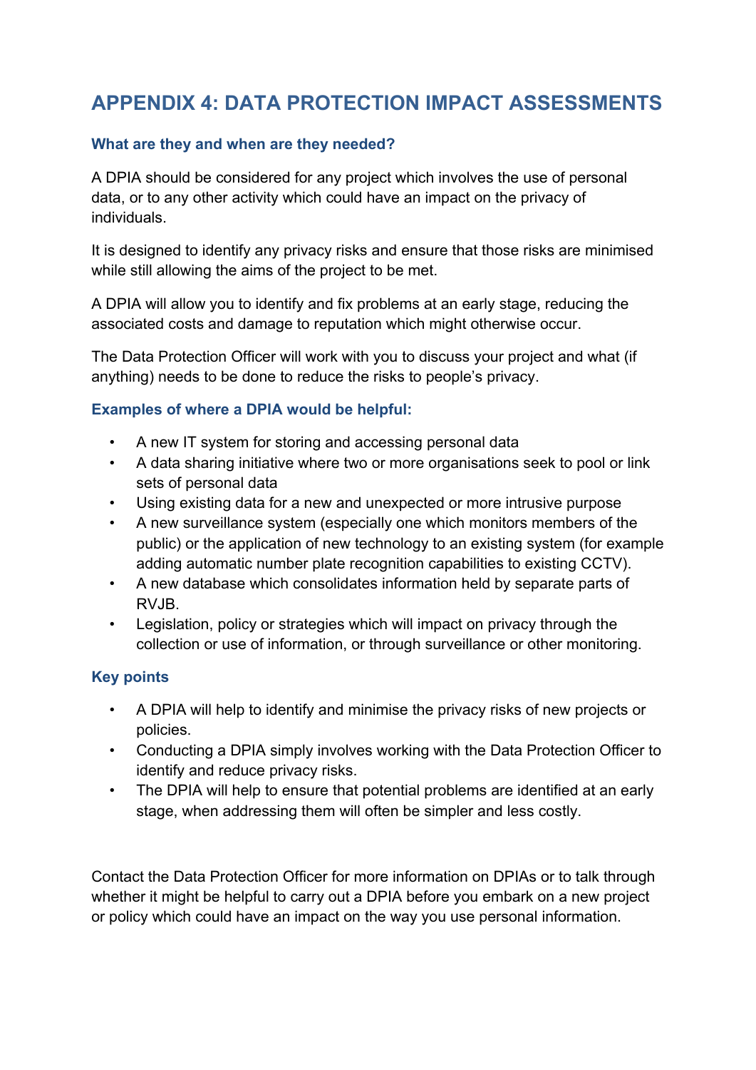# APPENDIX 4: DATA PROTECTION IMPACT ASSESSMENTS

### What are they and when are they needed?

A DPIA should be considered for any project which involves the use of personal data, or to any other activity which could have an impact on the privacy of individuals.

It is designed to identify any privacy risks and ensure that those risks are minimised while still allowing the aims of the project to be met.

A DPIA will allow you to identify and fix problems at an early stage, reducing the associated costs and damage to reputation which might otherwise occur.

The Data Protection Officer will work with you to discuss your project and what (if anything) needs to be done to reduce the risks to people's privacy.

### Examples of where a DPIA would be helpful:

- A new IT system for storing and accessing personal data
- A data sharing initiative where two or more organisations seek to pool or link sets of personal data
- Using existing data for a new and unexpected or more intrusive purpose
- A new surveillance system (especially one which monitors members of the public) or the application of new technology to an existing system (for example adding automatic number plate recognition capabilities to existing CCTV).
- A new database which consolidates information held by separate parts of RVJB.
- Legislation, policy or strategies which will impact on privacy through the collection or use of information, or through surveillance or other monitoring.

### Key points

- A DPIA will help to identify and minimise the privacy risks of new projects or policies.
- Conducting a DPIA simply involves working with the Data Protection Officer to identify and reduce privacy risks.
- The DPIA will help to ensure that potential problems are identified at an early stage, when addressing them will often be simpler and less costly.

Contact the Data Protection Officer for more information on DPIAs or to talk through whether it might be helpful to carry out a DPIA before you embark on a new project or policy which could have an impact on the way you use personal information.